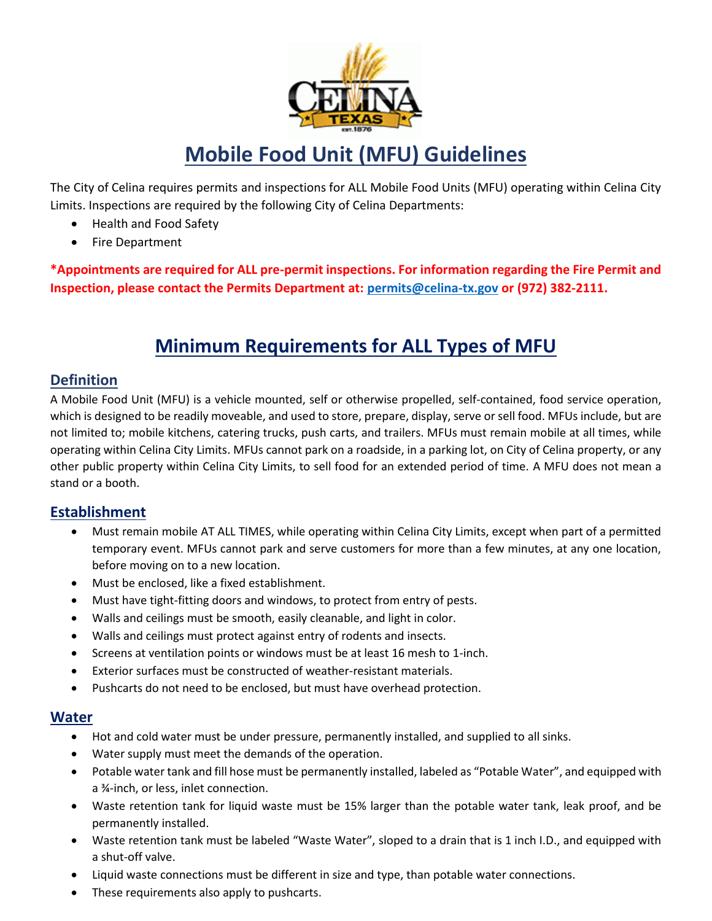# Mobile Food Unit (MFU) Guidelines

The City of Celina requires permits and inspections for ALL Mobile Food Units (MFU) operating within Celina City Limits. Inspections are required by the following City of Celina Departments:

- Health and Food Safety
- Fire Department

**\*Appointments are required for ALL pre-permit inspections. For information regarding the Fire Permit and Inspection, please contact the Permits Department at: permits@celina-tx.gov or (972) 382-2111.**

# Minimum Requirements for ALL Types of MFU

## Definition

A Mobile Food Unit (MFU) is a vehicle mounted, self or otherwise propelled, self-contained, food service operation, which is designed to be readily moveable, and used to store, prepare, display, serve or sell food. MFUs include, but are not limited to; mobile kitchens, catering trucks, push carts, and trailers. MFUs must remain mobile at all times, while operating within Celina City Limits. MFUs cannot park on a roadside, in a parking lot, on City of Celina property, or any other public property within Celina City Limits, to sell food for an extended period of time. A MFU does not mean a stand or a booth.

## Establishment

- Must remain mobile AT ALL TIMES, while operating within Celina City Limits, except when part of a permitted temporary event. MFUs cannot park and serve customers for more than a few minutes, at any one location, before moving on to a new location.
- Must be enclosed, like a fixed establishment.
- Must have tight-fitting doors and windows, to protect from entry of pests.
- Walls and ceilings must be smooth, easily cleanable, and light in color.
- Walls and ceilings must protect against entry of rodents and insects.
- Screens at ventilation points or windows must be at least 16 mesh to 1-inch.
- Exterior surfaces must be constructed of weather-resistant materials.
- Pushcarts do not need to be enclosed, but must have overhead protection.

## Water

- Hot and cold water must be under pressure, permanently installed, and supplied to all sinks.
- Water supply must meet the demands of the operation.
- Potable water tank and fill hose must be permanently installed, labeled as "Potable Water", and equipped with a ¾-inch, or less, inlet connection.
- Waste retention tank for liquid waste must be 15% larger than the potable water tank, leak proof, and be permanently installed.
- Waste retention tank must be labeled "Waste Water", sloped to a drain that is 1 inch I.D., and equipped with a shut-off valve.
- Liquid waste connections must be different in size and type, than potable water connections.
- These requirements also apply to pushcarts.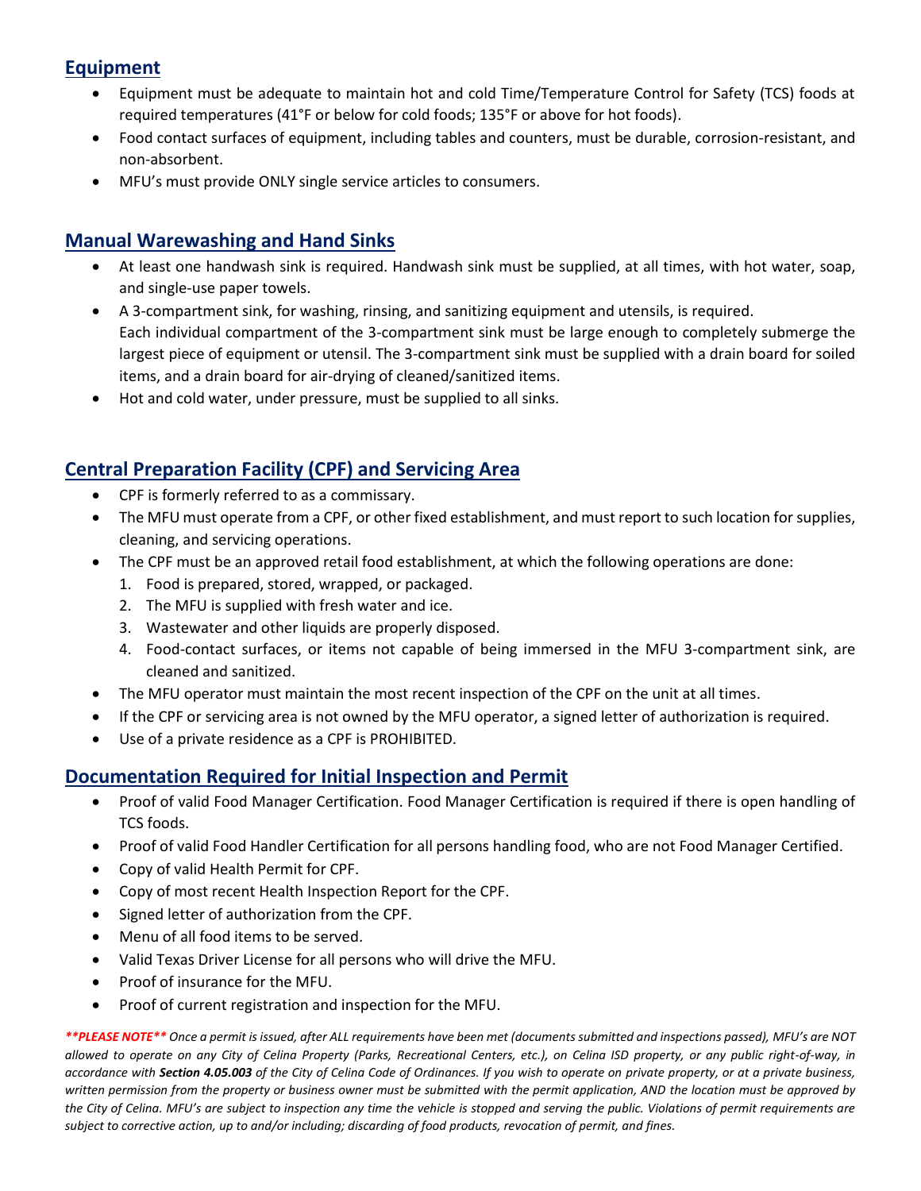## Equipment

- Equipment must be adequate to maintain hot and cold Time/Temperature Control for Safety (TCS) foods at required temperatures (41°F or below for cold foods; 135°F or above for hot foods).
- Food contact surfaces of equipment, including tables and counters, must be durable, corrosion-resistant, and non-absorbent.
- MFU's must provide ONLY single service articles to consumers.

## Manual Warewashing and Hand Sinks

- At least one handwash sink is required. Handwash sink must be supplied, at all times, with hot water, soap, and single-use paper towels.
- A 3-compartment sink, for washing, rinsing, and sanitizing equipment and utensils, is required. Each individual compartment of the 3-compartment sink must be large enough to completely submerge the largest piece of equipment or utensil. The 3-compartment sink must be supplied with a drain board for soiled items, and a drain board for air-drying of cleaned/sanitized items.
- Hot and cold water, under pressure, must be supplied to all sinks.

## Central Preparation Facility (CPF) and Servicing Area

- CPF is formerly referred to as a commissary.
- The MFU must operate from a CPF, or other fixed establishment, and must report to such location for supplies, cleaning, and servicing operations.
- The CPF must be an approved retail food establishment, at which the following operations are done:
  1. Food is prepared, stored, wrapped, or packaged.
  2. The MFU is supplied with fresh water and ice.
  3. Wastewater and other liquids are properly disposed.
  4. Food-contact surfaces, or items not capable of being immersed in the MFU 3-compartment sink, are cleaned and sanitized.
- The MFU operator must maintain the most recent inspection of the CPF on the unit at all times.
- If the CPF or servicing area is not owned by the MFU operator, a signed letter of authorization is required.
- Use of a private residence as a CPF is PROHIBITED.

## Documentation Required for Initial Inspection and Permit

- Proof of valid Food Manager Certification. Food Manager Certification is required if there is open handling of TCS foods.
- Proof of valid Food Handler Certification for all persons handling food, who are not Food Manager Certified.
- Copy of valid Health Permit for CPF.
- Copy of most recent Health Inspection Report for the CPF.
- Signed letter of authorization from the CPF.
- Menu of all food items to be served.
- Valid Texas Driver License for all persons who will drive the MFU.
- Proof of insurance for the MFU.
- Proof of current registration and inspection for the MFU.

***\*\*PLEASE NOTE\*\**** *Once a permit is issued, after ALL requirements have been met (documents submitted and inspections passed), MFU's are NOT allowed to operate on any City of Celina Property (Parks, Recreational Centers, etc.), on Celina ISD property, or any public right-of-way, in accordance with* ***Section 4.05.003*** *of the City of Celina Code of Ordinances. If you wish to operate on private property, or at a private business, written permission from the property or business owner must be submitted with the permit application, AND the location must be approved by the City of Celina. MFU's are subject to inspection any time the vehicle is stopped and serving the public. Violations of permit requirements are subject to corrective action, up to and/or including; discarding of food products, revocation of permit, and fines.*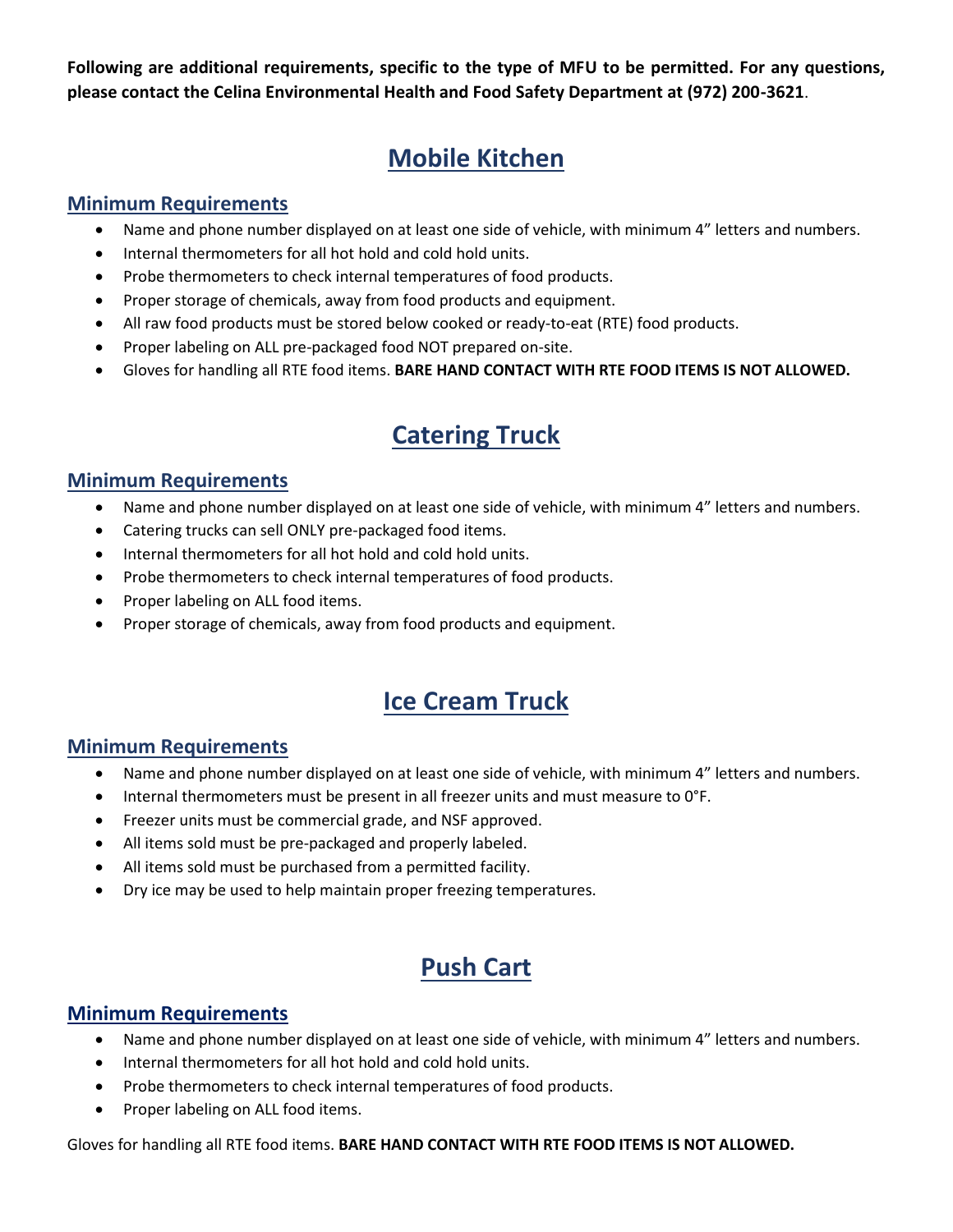**Following are additional requirements, specific to the type of MFU to be permitted. For any questions, please contact the Celina Environmental Health and Food Safety Department at (972) 200-3621**.

# Mobile Kitchen

## Minimum Requirements

- Name and phone number displayed on at least one side of vehicle, with minimum 4" letters and numbers.
- Internal thermometers for all hot hold and cold hold units.
- Probe thermometers to check internal temperatures of food products.
- Proper storage of chemicals, away from food products and equipment.
- All raw food products must be stored below cooked or ready-to-eat (RTE) food products.
- Proper labeling on ALL pre-packaged food NOT prepared on-site.
- Gloves for handling all RTE food items. **BARE HAND CONTACT WITH RTE FOOD ITEMS IS NOT ALLOWED.**

# Catering Truck

## Minimum Requirements

- Name and phone number displayed on at least one side of vehicle, with minimum 4" letters and numbers.
- Catering trucks can sell ONLY pre-packaged food items.
- Internal thermometers for all hot hold and cold hold units.
- Probe thermometers to check internal temperatures of food products.
- Proper labeling on ALL food items.
- Proper storage of chemicals, away from food products and equipment.

# Ice Cream Truck

## Minimum Requirements

- Name and phone number displayed on at least one side of vehicle, with minimum 4" letters and numbers.
- Internal thermometers must be present in all freezer units and must measure to 0°F.
- Freezer units must be commercial grade, and NSF approved.
- All items sold must be pre-packaged and properly labeled.
- All items sold must be purchased from a permitted facility.
- Dry ice may be used to help maintain proper freezing temperatures.

# Push Cart

## Minimum Requirements

- Name and phone number displayed on at least one side of vehicle, with minimum 4" letters and numbers.
- Internal thermometers for all hot hold and cold hold units.
- Probe thermometers to check internal temperatures of food products.
- Proper labeling on ALL food items.

Gloves for handling all RTE food items. **BARE HAND CONTACT WITH RTE FOOD ITEMS IS NOT ALLOWED.**